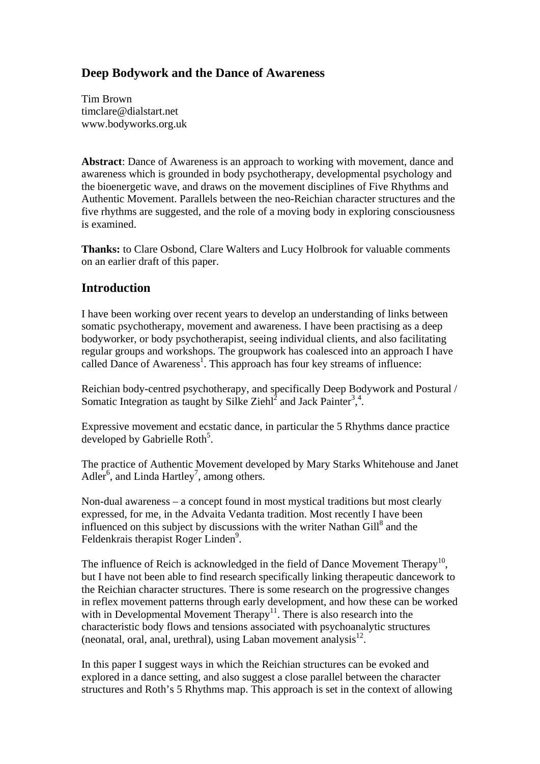# Deep Bodywork and the Dance of Awareness

Tim Brown
timclare@dialstart.net
www.bodyworks.org.uk

**Abstract**: Dance of Awareness is an approach to working with movement, dance and awareness which is grounded in body psychotherapy, developmental psychology and the bioenergetic wave, and draws on the movement disciplines of Five Rhythms and Authentic Movement. Parallels between the neo-Reichian character structures and the five rhythms are suggested, and the role of a moving body in exploring consciousness is examined.

**Thanks:** to Clare Osbond, Clare Walters and Lucy Holbrook for valuable comments on an earlier draft of this paper.

## Introduction

I have been working over recent years to develop an understanding of links between somatic psychotherapy, movement and awareness. I have been practising as a deep bodyworker, or body psychotherapist, seeing individual clients, and also facilitating regular groups and workshops. The groupwork has coalesced into an approach I have called Dance of Awareness[1]. This approach has four key streams of influence:

Reichian body-centred psychotherapy, and specifically Deep Bodywork and Postural / Somatic Integration as taught by Silke Ziehl[2] and Jack Painter[3,4].

Expressive movement and ecstatic dance, in particular the 5 Rhythms dance practice developed by Gabrielle Roth[5].

The practice of Authentic Movement developed by Mary Starks Whitehouse and Janet Adler[6], and Linda Hartley[7], among others.

Non-dual awareness – a concept found in most mystical traditions but most clearly expressed, for me, in the Advaita Vedanta tradition. Most recently I have been influenced on this subject by discussions with the writer Nathan Gill[8] and the Feldenkrais therapist Roger Linden[9].

The influence of Reich is acknowledged in the field of Dance Movement Therapy[10], but I have not been able to find research specifically linking therapeutic dancework to the Reichian character structures. There is some research on the progressive changes in reflex movement patterns through early development, and how these can be worked with in Developmental Movement Therapy[11]. There is also research into the characteristic body flows and tensions associated with psychoanalytic structures (neonatal, oral, anal, urethral), using Laban movement analysis[12].

In this paper I suggest ways in which the Reichian structures can be evoked and explored in a dance setting, and also suggest a close parallel between the character structures and Roth's 5 Rhythms map. This approach is set in the context of allowing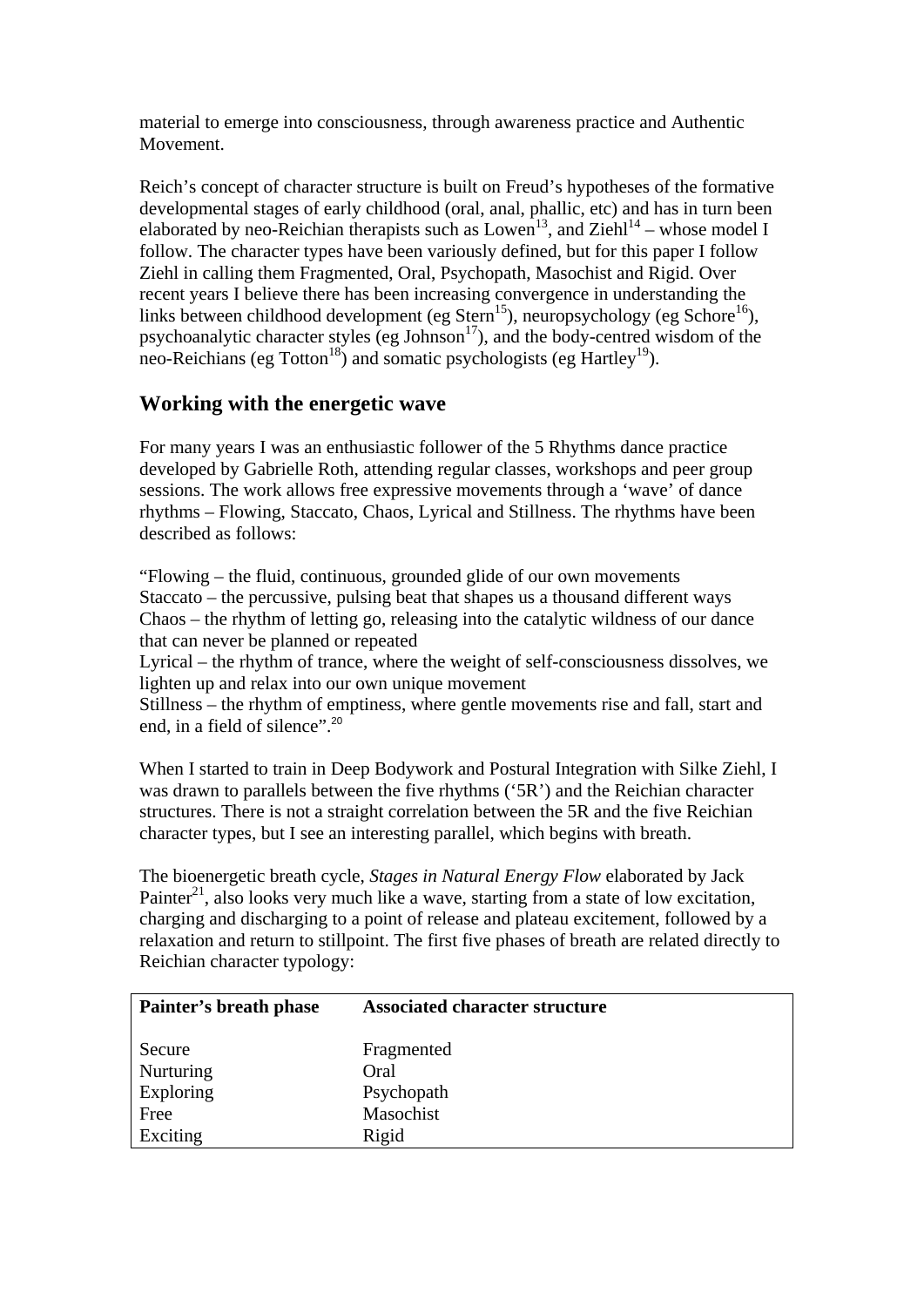material to emerge into consciousness, through awareness practice and Authentic Movement.

Reich's concept of character structure is built on Freud's hypotheses of the formative developmental stages of early childhood (oral, anal, phallic, etc) and has in turn been elaborated by neo-Reichian therapists such as Lowen[13], and Ziehl[14] – whose model I follow. The character types have been variously defined, but for this paper I follow Ziehl in calling them Fragmented, Oral, Psychopath, Masochist and Rigid. Over recent years I believe there has been increasing convergence in understanding the links between childhood development (eg Stern[15]), neuropsychology (eg Schore[16]), psychoanalytic character styles (eg Johnson[17]), and the body-centred wisdom of the neo-Reichians (eg Totton[18]) and somatic psychologists (eg Hartley[19]).

## Working with the energetic wave

For many years I was an enthusiastic follower of the 5 Rhythms dance practice developed by Gabrielle Roth, attending regular classes, workshops and peer group sessions. The work allows free expressive movements through a 'wave' of dance rhythms – Flowing, Staccato, Chaos, Lyrical and Stillness. The rhythms have been described as follows:

"Flowing – the fluid, continuous, grounded glide of our own movements
Staccato – the percussive, pulsing beat that shapes us a thousand different ways
Chaos – the rhythm of letting go, releasing into the catalytic wildness of our dance that can never be planned or repeated
Lyrical – the rhythm of trance, where the weight of self-consciousness dissolves, we lighten up and relax into our own unique movement
Stillness – the rhythm of emptiness, where gentle movements rise and fall, start and end, in a field of silence".[20]

When I started to train in Deep Bodywork and Postural Integration with Silke Ziehl, I was drawn to parallels between the five rhythms ('5R') and the Reichian character structures. There is not a straight correlation between the 5R and the five Reichian character types, but I see an interesting parallel, which begins with breath.

The bioenergetic breath cycle, *Stages in Natural Energy Flow* elaborated by Jack Painter[21], also looks very much like a wave, starting from a state of low excitation, charging and discharging to a point of release and plateau excitement, followed by a relaxation and return to stillpoint. The first five phases of breath are related directly to Reichian character typology:

| Painter's breath phase | Associated character structure |
|---|---|
| Secure | Fragmented |
| Nurturing | Oral |
| Exploring | Psychopath |
| Free | Masochist |
| Exciting | Rigid |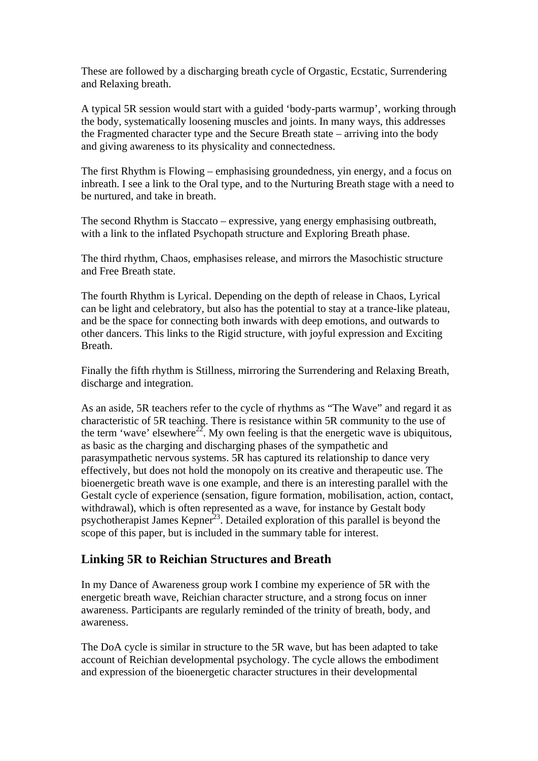These are followed by a discharging breath cycle of Orgastic, Ecstatic, Surrendering and Relaxing breath.

A typical 5R session would start with a guided 'body-parts warmup', working through the body, systematically loosening muscles and joints. In many ways, this addresses the Fragmented character type and the Secure Breath state – arriving into the body and giving awareness to its physicality and connectedness.

The first Rhythm is Flowing – emphasising groundedness, yin energy, and a focus on inbreath. I see a link to the Oral type, and to the Nurturing Breath stage with a need to be nurtured, and take in breath.

The second Rhythm is Staccato – expressive, yang energy emphasising outbreath, with a link to the inflated Psychopath structure and Exploring Breath phase.

The third rhythm, Chaos, emphasises release, and mirrors the Masochistic structure and Free Breath state.

The fourth Rhythm is Lyrical. Depending on the depth of release in Chaos, Lyrical can be light and celebratory, but also has the potential to stay at a trance-like plateau, and be the space for connecting both inwards with deep emotions, and outwards to other dancers. This links to the Rigid structure, with joyful expression and Exciting Breath.

Finally the fifth rhythm is Stillness, mirroring the Surrendering and Relaxing Breath, discharge and integration.

As an aside, 5R teachers refer to the cycle of rhythms as "The Wave" and regard it as characteristic of 5R teaching. There is resistance within 5R community to the use of the term 'wave' elsewhere[22]. My own feeling is that the energetic wave is ubiquitous, as basic as the charging and discharging phases of the sympathetic and parasympathetic nervous systems. 5R has captured its relationship to dance very effectively, but does not hold the monopoly on its creative and therapeutic use. The bioenergetic breath wave is one example, and there is an interesting parallel with the Gestalt cycle of experience (sensation, figure formation, mobilisation, action, contact, withdrawal), which is often represented as a wave, for instance by Gestalt body psychotherapist James Kepner[23]. Detailed exploration of this parallel is beyond the scope of this paper, but is included in the summary table for interest.

## Linking 5R to Reichian Structures and Breath

In my Dance of Awareness group work I combine my experience of 5R with the energetic breath wave, Reichian character structure, and a strong focus on inner awareness. Participants are regularly reminded of the trinity of breath, body, and awareness.

The DoA cycle is similar in structure to the 5R wave, but has been adapted to take account of Reichian developmental psychology. The cycle allows the embodiment and expression of the bioenergetic character structures in their developmental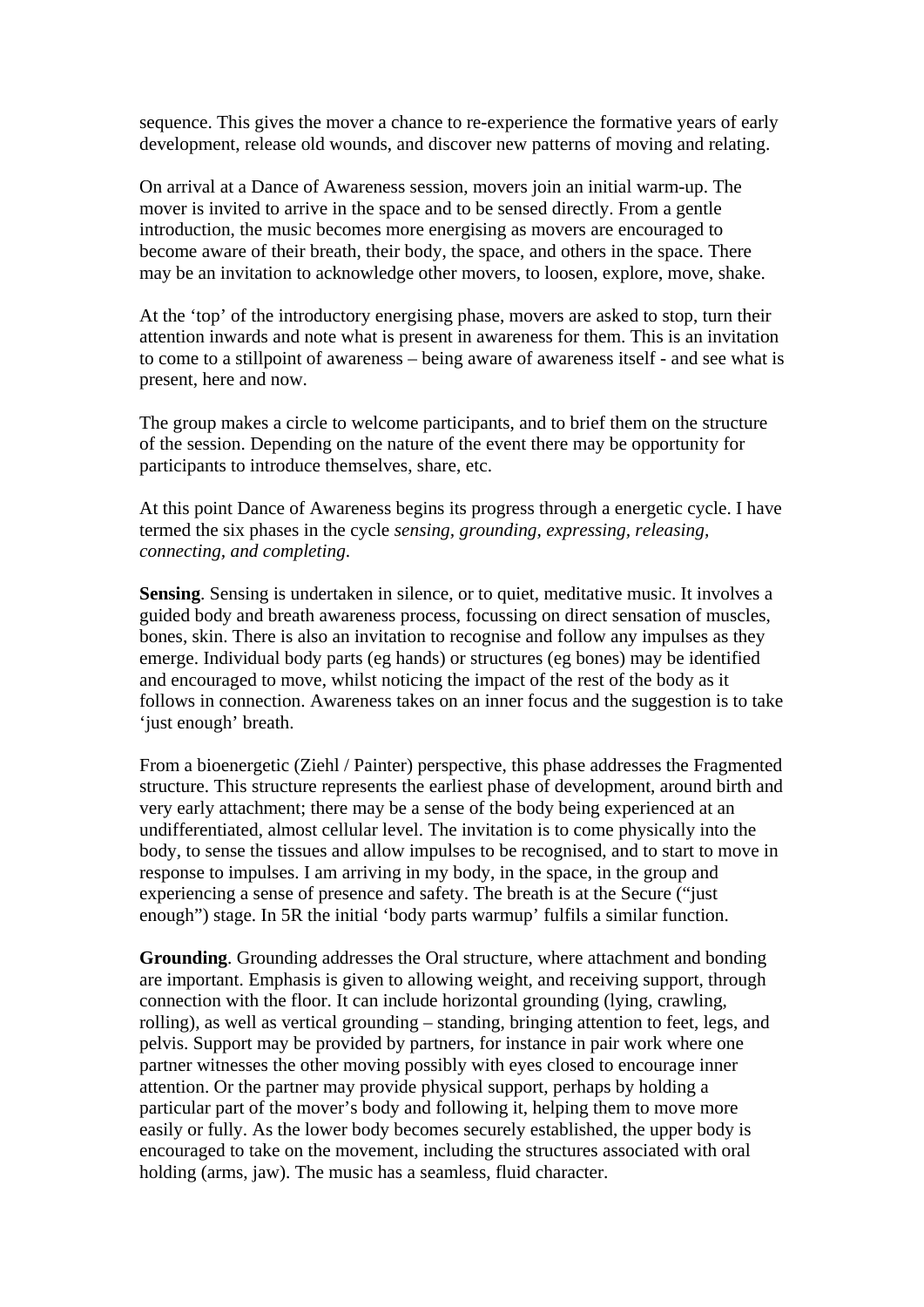sequence. This gives the mover a chance to re-experience the formative years of early development, release old wounds, and discover new patterns of moving and relating.

On arrival at a Dance of Awareness session, movers join an initial warm-up. The mover is invited to arrive in the space and to be sensed directly. From a gentle introduction, the music becomes more energising as movers are encouraged to become aware of their breath, their body, the space, and others in the space. There may be an invitation to acknowledge other movers, to loosen, explore, move, shake.

At the 'top' of the introductory energising phase, movers are asked to stop, turn their attention inwards and note what is present in awareness for them. This is an invitation to come to a stillpoint of awareness – being aware of awareness itself - and see what is present, here and now.

The group makes a circle to welcome participants, and to brief them on the structure of the session. Depending on the nature of the event there may be opportunity for participants to introduce themselves, share, etc.

At this point Dance of Awareness begins its progress through a energetic cycle. I have termed the six phases in the cycle *sensing, grounding, expressing, releasing, connecting, and completing*.

**Sensing**. Sensing is undertaken in silence, or to quiet, meditative music. It involves a guided body and breath awareness process, focussing on direct sensation of muscles, bones, skin. There is also an invitation to recognise and follow any impulses as they emerge. Individual body parts (eg hands) or structures (eg bones) may be identified and encouraged to move, whilst noticing the impact of the rest of the body as it follows in connection. Awareness takes on an inner focus and the suggestion is to take 'just enough' breath.

From a bioenergetic (Ziehl / Painter) perspective, this phase addresses the Fragmented structure. This structure represents the earliest phase of development, around birth and very early attachment; there may be a sense of the body being experienced at an undifferentiated, almost cellular level. The invitation is to come physically into the body, to sense the tissues and allow impulses to be recognised, and to start to move in response to impulses. I am arriving in my body, in the space, in the group and experiencing a sense of presence and safety. The breath is at the Secure ("just enough") stage. In 5R the initial 'body parts warmup' fulfils a similar function.

**Grounding**. Grounding addresses the Oral structure, where attachment and bonding are important. Emphasis is given to allowing weight, and receiving support, through connection with the floor. It can include horizontal grounding (lying, crawling, rolling), as well as vertical grounding – standing, bringing attention to feet, legs, and pelvis. Support may be provided by partners, for instance in pair work where one partner witnesses the other moving possibly with eyes closed to encourage inner attention. Or the partner may provide physical support, perhaps by holding a particular part of the mover's body and following it, helping them to move more easily or fully. As the lower body becomes securely established, the upper body is encouraged to take on the movement, including the structures associated with oral holding (arms, jaw). The music has a seamless, fluid character.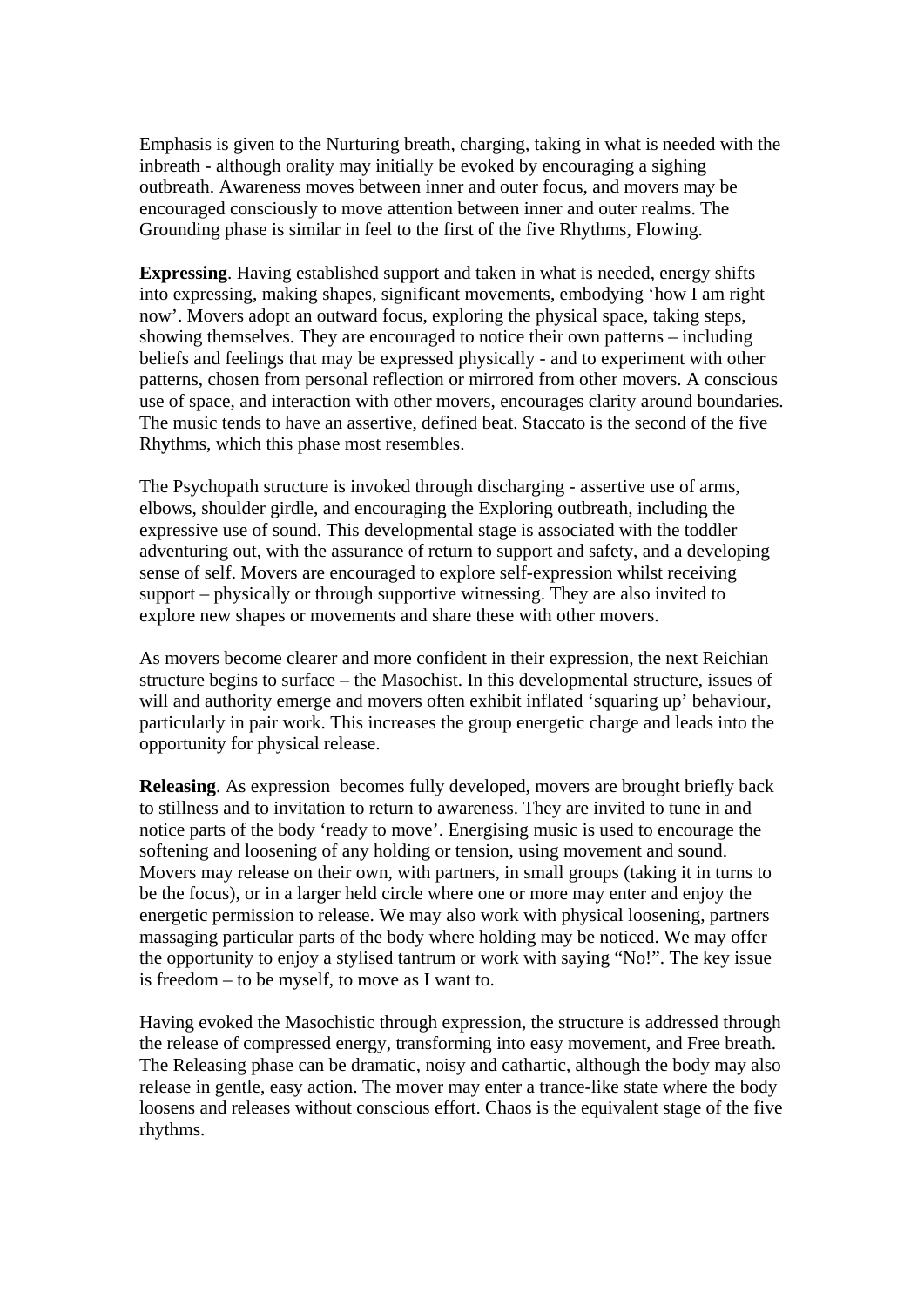Emphasis is given to the Nurturing breath, charging, taking in what is needed with the inbreath - although orality may initially be evoked by encouraging a sighing outbreath. Awareness moves between inner and outer focus, and movers may be encouraged consciously to move attention between inner and outer realms. The Grounding phase is similar in feel to the first of the five Rhythms, Flowing.

**Expressing**. Having established support and taken in what is needed, energy shifts into expressing, making shapes, significant movements, embodying 'how I am right now'. Movers adopt an outward focus, exploring the physical space, taking steps, showing themselves. They are encouraged to notice their own patterns – including beliefs and feelings that may be expressed physically - and to experiment with other patterns, chosen from personal reflection or mirrored from other movers. A conscious use of space, and interaction with other movers, encourages clarity around boundaries. The music tends to have an assertive, defined beat. Staccato is the second of the five Rhythms, which this phase most resembles.

The Psychopath structure is invoked through discharging - assertive use of arms, elbows, shoulder girdle, and encouraging the Exploring outbreath, including the expressive use of sound. This developmental stage is associated with the toddler adventuring out, with the assurance of return to support and safety, and a developing sense of self. Movers are encouraged to explore self-expression whilst receiving support – physically or through supportive witnessing. They are also invited to explore new shapes or movements and share these with other movers.

As movers become clearer and more confident in their expression, the next Reichian structure begins to surface – the Masochist. In this developmental structure, issues of will and authority emerge and movers often exhibit inflated 'squaring up' behaviour, particularly in pair work. This increases the group energetic charge and leads into the opportunity for physical release.

**Releasing**. As expression becomes fully developed, movers are brought briefly back to stillness and to invitation to return to awareness. They are invited to tune in and notice parts of the body 'ready to move'. Energising music is used to encourage the softening and loosening of any holding or tension, using movement and sound. Movers may release on their own, with partners, in small groups (taking it in turns to be the focus), or in a larger held circle where one or more may enter and enjoy the energetic permission to release. We may also work with physical loosening, partners massaging particular parts of the body where holding may be noticed. We may offer the opportunity to enjoy a stylised tantrum or work with saying "No!". The key issue is freedom – to be myself, to move as I want to.

Having evoked the Masochistic through expression, the structure is addressed through the release of compressed energy, transforming into easy movement, and Free breath. The Releasing phase can be dramatic, noisy and cathartic, although the body may also release in gentle, easy action. The mover may enter a trance-like state where the body loosens and releases without conscious effort. Chaos is the equivalent stage of the five rhythms.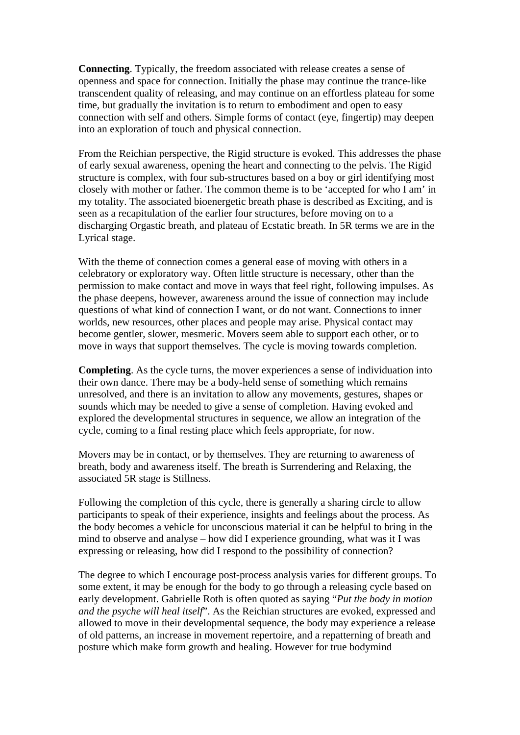**Connecting**. Typically, the freedom associated with release creates a sense of openness and space for connection. Initially the phase may continue the trance-like transcendent quality of releasing, and may continue on an effortless plateau for some time, but gradually the invitation is to return to embodiment and open to easy connection with self and others. Simple forms of contact (eye, fingertip) may deepen into an exploration of touch and physical connection.

From the Reichian perspective, the Rigid structure is evoked. This addresses the phase of early sexual awareness, opening the heart and connecting to the pelvis. The Rigid structure is complex, with four sub-structures based on a boy or girl identifying most closely with mother or father. The common theme is to be 'accepted for who I am' in my totality. The associated bioenergetic breath phase is described as Exciting, and is seen as a recapitulation of the earlier four structures, before moving on to a discharging Orgastic breath, and plateau of Ecstatic breath. In 5R terms we are in the Lyrical stage.

With the theme of connection comes a general ease of moving with others in a celebratory or exploratory way. Often little structure is necessary, other than the permission to make contact and move in ways that feel right, following impulses. As the phase deepens, however, awareness around the issue of connection may include questions of what kind of connection I want, or do not want. Connections to inner worlds, new resources, other places and people may arise. Physical contact may become gentler, slower, mesmeric. Movers seem able to support each other, or to move in ways that support themselves. The cycle is moving towards completion.

**Completing**. As the cycle turns, the mover experiences a sense of individuation into their own dance. There may be a body-held sense of something which remains unresolved, and there is an invitation to allow any movements, gestures, shapes or sounds which may be needed to give a sense of completion. Having evoked and explored the developmental structures in sequence, we allow an integration of the cycle, coming to a final resting place which feels appropriate, for now.

Movers may be in contact, or by themselves. They are returning to awareness of breath, body and awareness itself. The breath is Surrendering and Relaxing, the associated 5R stage is Stillness.

Following the completion of this cycle, there is generally a sharing circle to allow participants to speak of their experience, insights and feelings about the process. As the body becomes a vehicle for unconscious material it can be helpful to bring in the mind to observe and analyse – how did I experience grounding, what was it I was expressing or releasing, how did I respond to the possibility of connection?

The degree to which I encourage post-process analysis varies for different groups. To some extent, it may be enough for the body to go through a releasing cycle based on early development. Gabrielle Roth is often quoted as saying "*Put the body in motion and the psyche will heal itself*". As the Reichian structures are evoked, expressed and allowed to move in their developmental sequence, the body may experience a release of old patterns, an increase in movement repertoire, and a repatterning of breath and posture which make form growth and healing. However for true bodymind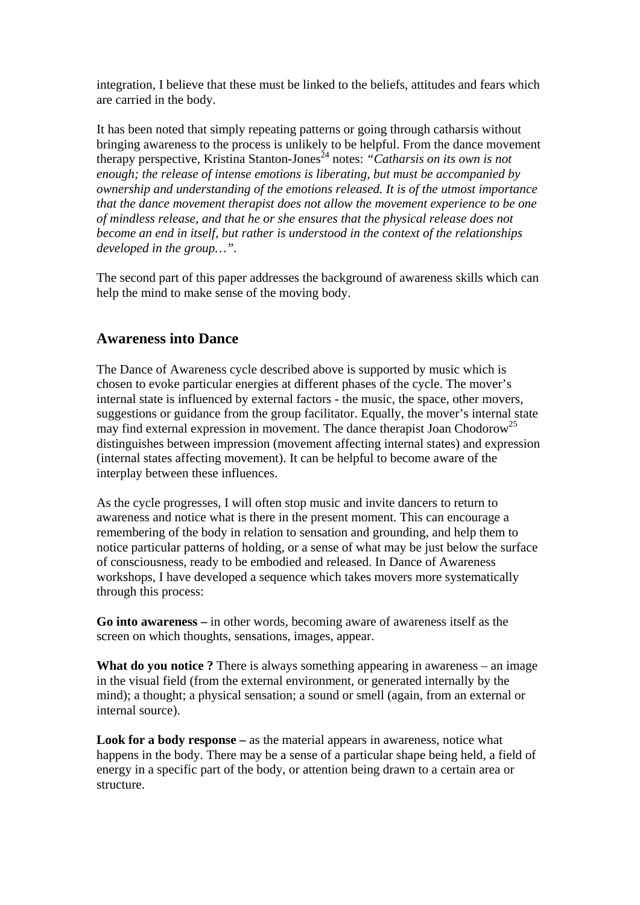integration, I believe that these must be linked to the beliefs, attitudes and fears which are carried in the body.

It has been noted that simply repeating patterns or going through catharsis without bringing awareness to the process is unlikely to be helpful. From the dance movement therapy perspective, Kristina Stanton-Jones[24] notes: *"Catharsis on its own is not enough; the release of intense emotions is liberating, but must be accompanied by ownership and understanding of the emotions released. It is of the utmost importance that the dance movement therapist does not allow the movement experience to be one of mindless release, and that he or she ensures that the physical release does not become an end in itself, but rather is understood in the context of the relationships developed in the group…"*.

The second part of this paper addresses the background of awareness skills which can help the mind to make sense of the moving body.

## Awareness into Dance

The Dance of Awareness cycle described above is supported by music which is chosen to evoke particular energies at different phases of the cycle. The mover's internal state is influenced by external factors - the music, the space, other movers, suggestions or guidance from the group facilitator. Equally, the mover's internal state may find external expression in movement. The dance therapist Joan Chodorow[25] distinguishes between impression (movement affecting internal states) and expression (internal states affecting movement). It can be helpful to become aware of the interplay between these influences.

As the cycle progresses, I will often stop music and invite dancers to return to awareness and notice what is there in the present moment. This can encourage a remembering of the body in relation to sensation and grounding, and help them to notice particular patterns of holding, or a sense of what may be just below the surface of consciousness, ready to be embodied and released. In Dance of Awareness workshops, I have developed a sequence which takes movers more systematically through this process:

**Go into awareness –** in other words, becoming aware of awareness itself as the screen on which thoughts, sensations, images, appear.

**What do you notice ?** There is always something appearing in awareness – an image in the visual field (from the external environment, or generated internally by the mind); a thought; a physical sensation; a sound or smell (again, from an external or internal source).

**Look for a body response –** as the material appears in awareness, notice what happens in the body. There may be a sense of a particular shape being held, a field of energy in a specific part of the body, or attention being drawn to a certain area or structure.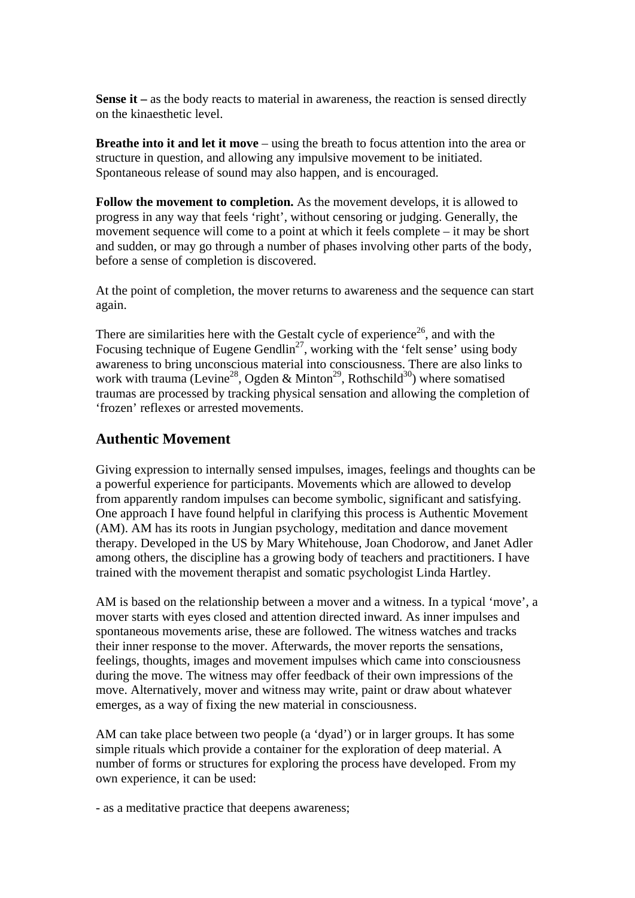**Sense it –** as the body reacts to material in awareness, the reaction is sensed directly on the kinaesthetic level.

**Breathe into it and let it move** – using the breath to focus attention into the area or structure in question, and allowing any impulsive movement to be initiated. Spontaneous release of sound may also happen, and is encouraged.

**Follow the movement to completion.** As the movement develops, it is allowed to progress in any way that feels 'right', without censoring or judging. Generally, the movement sequence will come to a point at which it feels complete – it may be short and sudden, or may go through a number of phases involving other parts of the body, before a sense of completion is discovered.

At the point of completion, the mover returns to awareness and the sequence can start again.

There are similarities here with the Gestalt cycle of experience[26], and with the Focusing technique of Eugene Gendlin[27], working with the 'felt sense' using body awareness to bring unconscious material into consciousness. There are also links to work with trauma (Levine[28], Ogden & Minton[29], Rothschild[30]) where somatised traumas are processed by tracking physical sensation and allowing the completion of 'frozen' reflexes or arrested movements.

## Authentic Movement

Giving expression to internally sensed impulses, images, feelings and thoughts can be a powerful experience for participants. Movements which are allowed to develop from apparently random impulses can become symbolic, significant and satisfying. One approach I have found helpful in clarifying this process is Authentic Movement (AM). AM has its roots in Jungian psychology, meditation and dance movement therapy. Developed in the US by Mary Whitehouse, Joan Chodorow, and Janet Adler among others, the discipline has a growing body of teachers and practitioners. I have trained with the movement therapist and somatic psychologist Linda Hartley.

AM is based on the relationship between a mover and a witness. In a typical 'move', a mover starts with eyes closed and attention directed inward. As inner impulses and spontaneous movements arise, these are followed. The witness watches and tracks their inner response to the mover. Afterwards, the mover reports the sensations, feelings, thoughts, images and movement impulses which came into consciousness during the move. The witness may offer feedback of their own impressions of the move. Alternatively, mover and witness may write, paint or draw about whatever emerges, as a way of fixing the new material in consciousness.

AM can take place between two people (a 'dyad') or in larger groups. It has some simple rituals which provide a container for the exploration of deep material. A number of forms or structures for exploring the process have developed. From my own experience, it can be used:

- as a meditative practice that deepens awareness;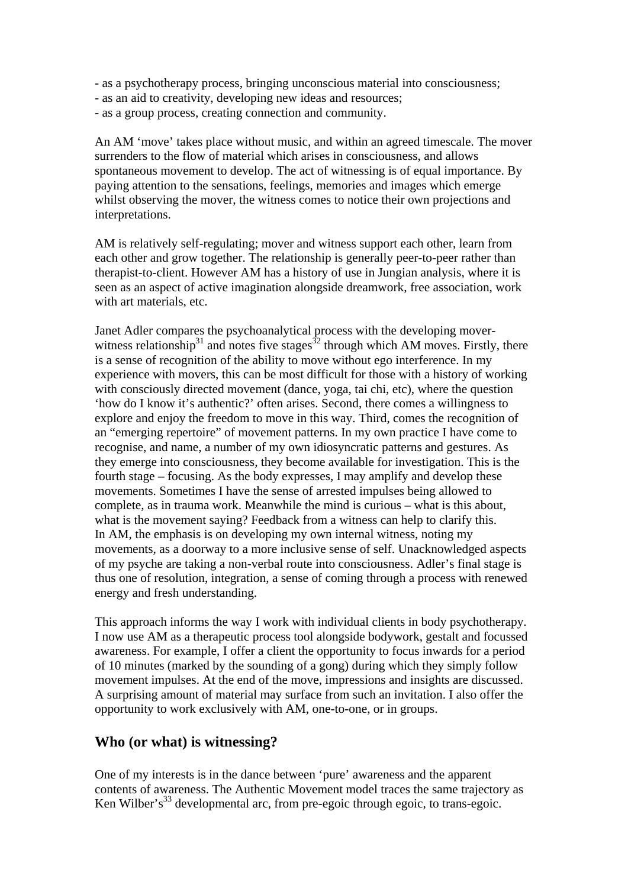- as a psychotherapy process, bringing unconscious material into consciousness;
- as an aid to creativity, developing new ideas and resources;
- as a group process, creating connection and community.

An AM 'move' takes place without music, and within an agreed timescale. The mover surrenders to the flow of material which arises in consciousness, and allows spontaneous movement to develop. The act of witnessing is of equal importance. By paying attention to the sensations, feelings, memories and images which emerge whilst observing the mover, the witness comes to notice their own projections and interpretations.

AM is relatively self-regulating; mover and witness support each other, learn from each other and grow together. The relationship is generally peer-to-peer rather than therapist-to-client. However AM has a history of use in Jungian analysis, where it is seen as an aspect of active imagination alongside dreamwork, free association, work with art materials, etc.

Janet Adler compares the psychoanalytical process with the developing mover-witness relationship[31] and notes five stages[32] through which AM moves. Firstly, there is a sense of recognition of the ability to move without ego interference. In my experience with movers, this can be most difficult for those with a history of working with consciously directed movement (dance, yoga, tai chi, etc), where the question 'how do I know it's authentic?' often arises. Second, there comes a willingness to explore and enjoy the freedom to move in this way. Third, comes the recognition of an "emerging repertoire" of movement patterns. In my own practice I have come to recognise, and name, a number of my own idiosyncratic patterns and gestures. As they emerge into consciousness, they become available for investigation. This is the fourth stage – focusing. As the body expresses, I may amplify and develop these movements. Sometimes I have the sense of arrested impulses being allowed to complete, as in trauma work. Meanwhile the mind is curious – what is this about, what is the movement saying? Feedback from a witness can help to clarify this.
In AM, the emphasis is on developing my own internal witness, noting my movements, as a doorway to a more inclusive sense of self. Unacknowledged aspects of my psyche are taking a non-verbal route into consciousness. Adler's final stage is thus one of resolution, integration, a sense of coming through a process with renewed energy and fresh understanding.

This approach informs the way I work with individual clients in body psychotherapy. I now use AM as a therapeutic process tool alongside bodywork, gestalt and focussed awareness. For example, I offer a client the opportunity to focus inwards for a period of 10 minutes (marked by the sounding of a gong) during which they simply follow movement impulses. At the end of the move, impressions and insights are discussed. A surprising amount of material may surface from such an invitation. I also offer the opportunity to work exclusively with AM, one-to-one, or in groups.

## Who (or what) is witnessing?

One of my interests is in the dance between 'pure' awareness and the apparent contents of awareness. The Authentic Movement model traces the same trajectory as Ken Wilber's[33] developmental arc, from pre-egoic through egoic, to trans-egoic.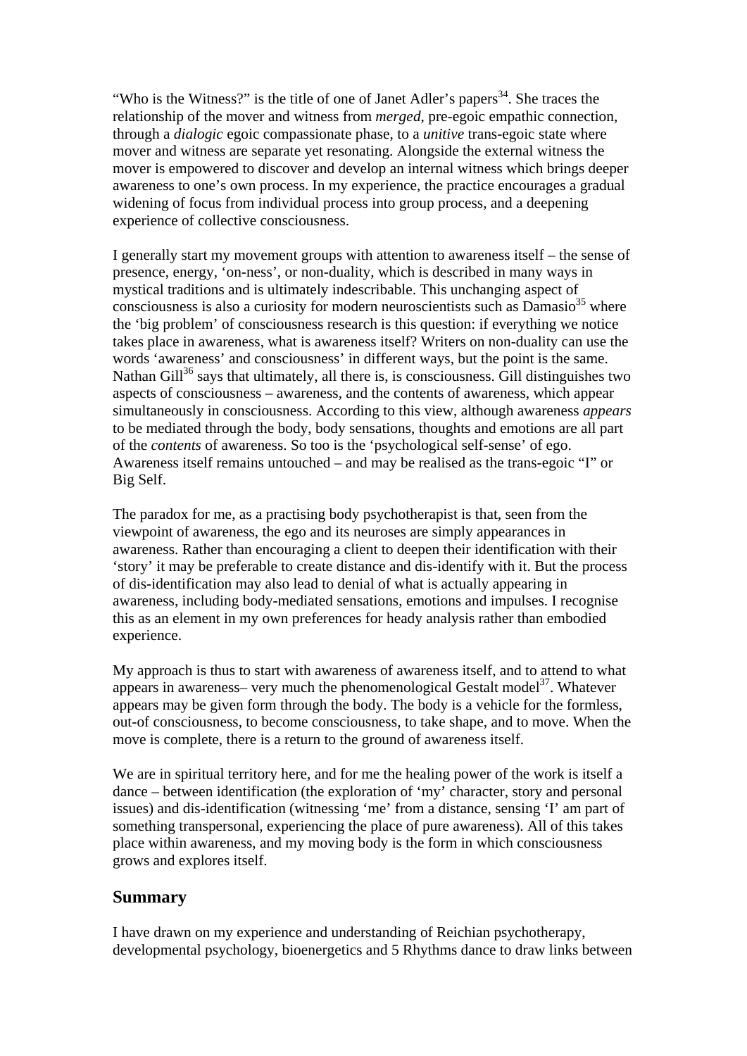“Who is the Witness?” is the title of one of Janet Adler’s papers[34]. She traces the relationship of the mover and witness from *merged*, pre-egoic empathic connection, through a *dialogic* egoic compassionate phase, to a *unitive* trans-egoic state where mover and witness are separate yet resonating. Alongside the external witness the mover is empowered to discover and develop an internal witness which brings deeper awareness to one’s own process. In my experience, the practice encourages a gradual widening of focus from individual process into group process, and a deepening experience of collective consciousness.

I generally start my movement groups with attention to awareness itself – the sense of presence, energy, ‘on-ness’, or non-duality, which is described in many ways in mystical traditions and is ultimately indescribable. This unchanging aspect of consciousness is also a curiosity for modern neuroscientists such as Damasio[35] where the ‘big problem’ of consciousness research is this question: if everything we notice takes place in awareness, what is awareness itself? Writers on non-duality can use the words ‘awareness’ and consciousness’ in different ways, but the point is the same. Nathan Gill[36] says that ultimately, all there is, is consciousness. Gill distinguishes two aspects of consciousness – awareness, and the contents of awareness, which appear simultaneously in consciousness. According to this view, although awareness *appears* to be mediated through the body, body sensations, thoughts and emotions are all part of the *contents* of awareness. So too is the ‘psychological self-sense’ of ego. Awareness itself remains untouched – and may be realised as the trans-egoic “I” or Big Self.

The paradox for me, as a practising body psychotherapist is that, seen from the viewpoint of awareness, the ego and its neuroses are simply appearances in awareness. Rather than encouraging a client to deepen their identification with their ‘story’ it may be preferable to create distance and dis-identify with it. But the process of dis-identification may also lead to denial of what is actually appearing in awareness, including body-mediated sensations, emotions and impulses. I recognise this as an element in my own preferences for heady analysis rather than embodied experience.

My approach is thus to start with awareness of awareness itself, and to attend to what appears in awareness– very much the phenomenological Gestalt model[37]. Whatever appears may be given form through the body. The body is a vehicle for the formless, out-of consciousness, to become consciousness, to take shape, and to move. When the move is complete, there is a return to the ground of awareness itself.

We are in spiritual territory here, and for me the healing power of the work is itself a dance – between identification (the exploration of ‘my’ character, story and personal issues) and dis-identification (witnessing ‘me’ from a distance, sensing ‘I’ am part of something transpersonal, experiencing the place of pure awareness). All of this takes place within awareness, and my moving body is the form in which consciousness grows and explores itself.

## Summary

I have drawn on my experience and understanding of Reichian psychotherapy, developmental psychology, bioenergetics and 5 Rhythms dance to draw links between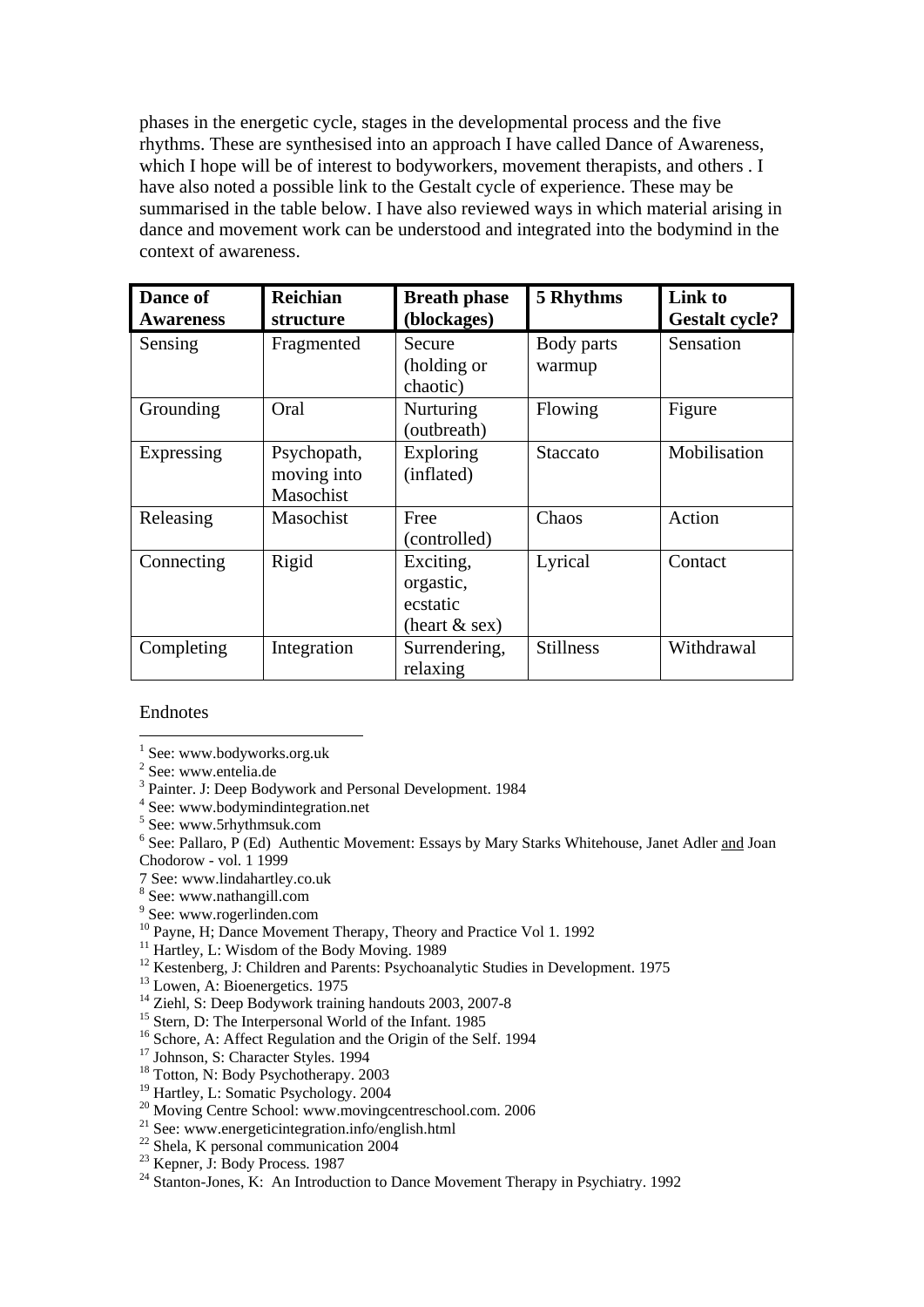phases in the energetic cycle, stages in the developmental process and the five rhythms. These are synthesised into an approach I have called Dance of Awareness, which I hope will be of interest to bodyworkers, movement therapists, and others . I have also noted a possible link to the Gestalt cycle of experience. These may be summarised in the table below. I have also reviewed ways in which material arising in dance and movement work can be understood and integrated into the bodymind in the context of awareness.

| **Dance of Awareness** | **Reichian structure** | **Breath phase (blockages)** | **5 Rhythms** | **Link to Gestalt cycle?** |
|---|---|---|---|---|
| Sensing | Fragmented | Secure (holding or chaotic) | Body parts warmup | Sensation |
| Grounding | Oral | Nurturing (outbreath) | Flowing | Figure |
| Expressing | Psychopath, moving into Masochist | Exploring (inflated) | Staccato | Mobilisation |
| Releasing | Masochist | Free (controlled) | Chaos | Action |
| Connecting | Rigid | Exciting, orgastic, ecstatic (heart & sex) | Lyrical | Contact |
| Completing | Integration | Surrendering, relaxing | Stillness | Withdrawal |

Endnotes

[1] See: www.bodyworks.org.uk
[2] See: www.entelia.de
[3] Painter. J: Deep Bodywork and Personal Development. 1984
[4] See: www.bodymindintegration.net
[5] See: www.5rhythmsuk.com
[6] See: Pallaro, P (Ed) Authentic Movement: Essays by Mary Starks Whitehouse, Janet Adler and Joan Chodorow - vol. 1 1999
7 See: www.lindahartley.co.uk
[8] See: www.nathangill.com
[9] See: www.rogerlinden.com
[10] Payne, H; Dance Movement Therapy, Theory and Practice Vol 1. 1992
[11] Hartley, L: Wisdom of the Body Moving. 1989
[12] Kestenberg, J: Children and Parents: Psychoanalytic Studies in Development. 1975
[13] Lowen, A: Bioenergetics. 1975
[14] Ziehl, S: Deep Bodywork training handouts 2003, 2007-8
[15] Stern, D: The Interpersonal World of the Infant. 1985
[16] Schore, A: Affect Regulation and the Origin of the Self. 1994
[17] Johnson, S: Character Styles. 1994
[18] Totton, N: Body Psychotherapy. 2003
[19] Hartley, L: Somatic Psychology. 2004
[20] Moving Centre School: www.movingcentreschool.com. 2006
[21] See: www.energeticintegration.info/english.html
[22] Shela, K personal communication 2004
[23] Kepner, J: Body Process. 1987
[24] Stanton-Jones, K: An Introduction to Dance Movement Therapy in Psychiatry. 1992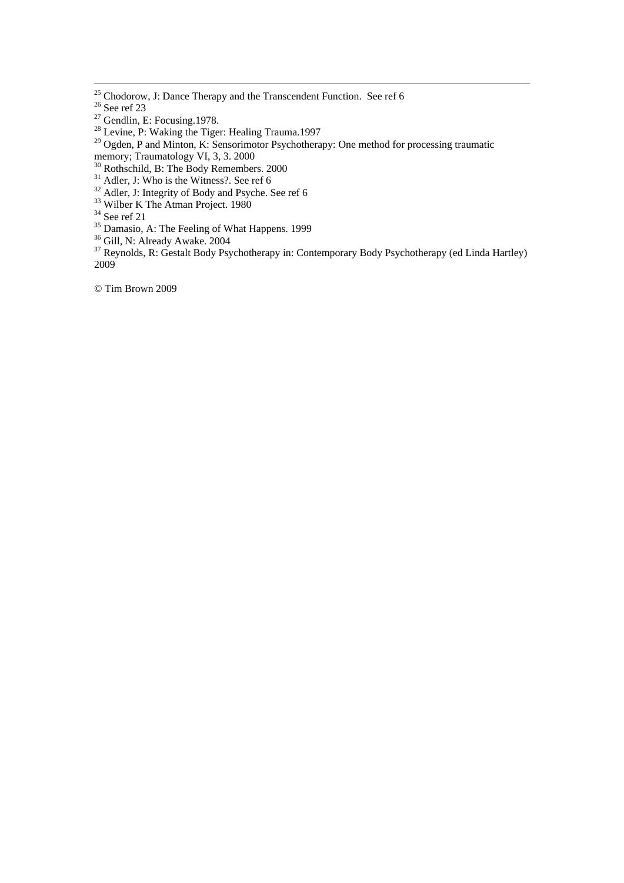[25] Chodorow, J: Dance Therapy and the Transcendent Function. See ref 6

[26] See ref 23

[27] Gendlin, E: Focusing.1978.

[28] Levine, P: Waking the Tiger: Healing Trauma.1997

[29] Ogden, P and Minton, K: Sensorimotor Psychotherapy: One method for processing traumatic memory; Traumatology VI, 3, 3. 2000

[30] Rothschild, B: The Body Remembers. 2000

[31] Adler, J: Who is the Witness?. See ref 6

[32] Adler, J: Integrity of Body and Psyche. See ref 6

[33] Wilber K The Atman Project. 1980

[34] See ref 21

[35] Damasio, A: The Feeling of What Happens. 1999

[36] Gill, N: Already Awake. 2004

[37] Reynolds, R: Gestalt Body Psychotherapy in: Contemporary Body Psychotherapy (ed Linda Hartley) 2009

© Tim Brown 2009